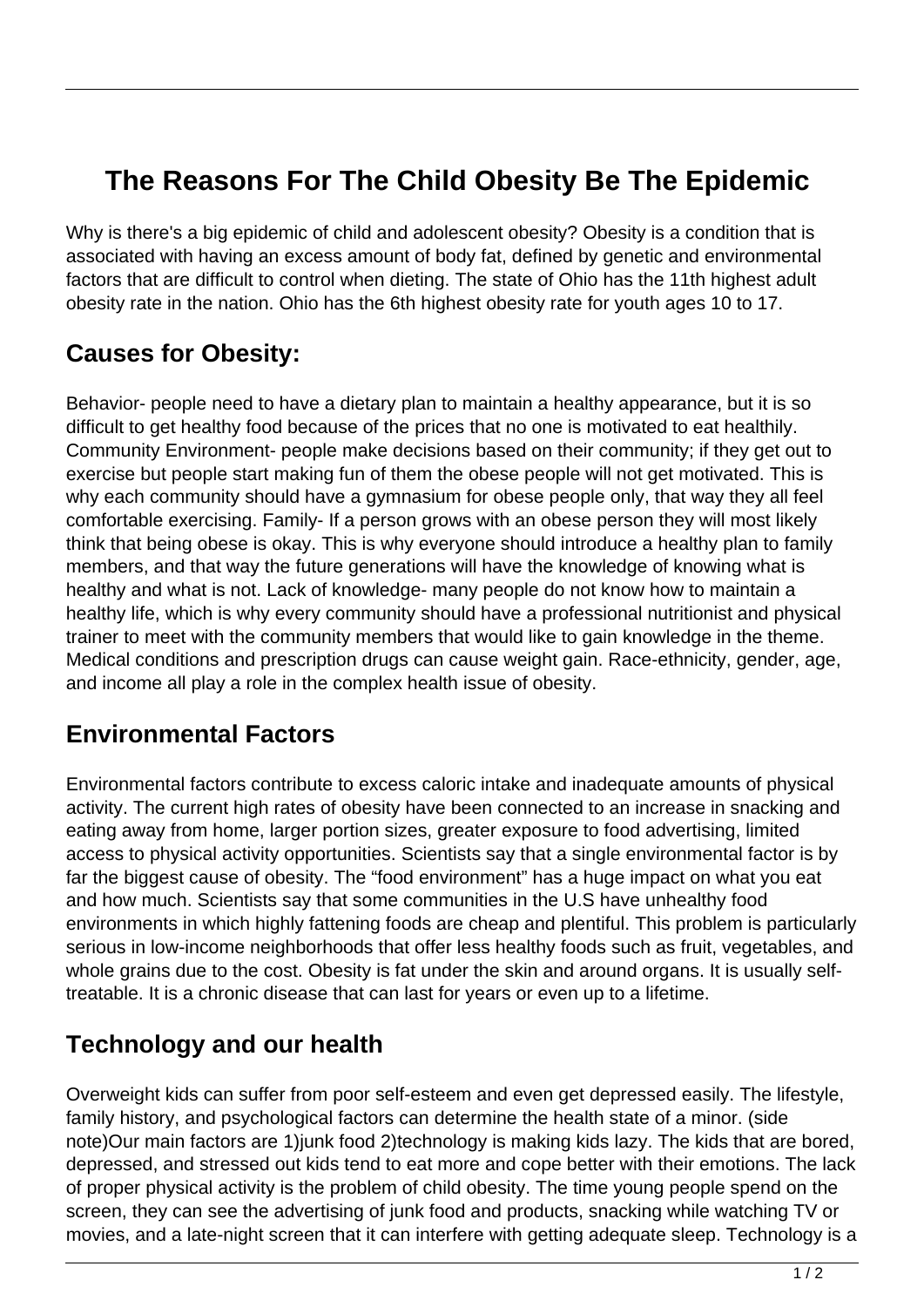# The Reasons For The Child Obesity Be The Epidemic

Why is there's a big epidemic of child and adolescent obesity? Obesity is a condition that is associated with having an excess amount of body fat, defined by genetic and environmental factors that are difficult to control when dieting. The state of Ohio has the 11th highest adult obesity rate in the nation. Ohio has the 6th highest obesity rate for youth ages 10 to 17.

## Causes for Obesity:

Behavior- people need to have a dietary plan to maintain a healthy appearance, but it is so difficult to get healthy food because of the prices that no one is motivated to eat healthily. Community Environment- people make decisions based on their community; if they get out to exercise but people start making fun of them the obese people will not get motivated. This is why each community should have a gymnasium for obese people only, that way they all feel comfortable exercising. Family- If a person grows with an obese person they will most likely think that being obese is okay. This is why everyone should introduce a healthy plan to family members, and that way the future generations will have the knowledge of knowing what is healthy and what is not. Lack of knowledge- many people do not know how to maintain a healthy life, which is why every community should have a professional nutritionist and physical trainer to meet with the community members that would like to gain knowledge in the theme. Medical conditions and prescription drugs can cause weight gain. Race-ethnicity, gender, age, and income all play a role in the complex health issue of obesity.

## Environmental Factors

Environmental factors contribute to excess caloric intake and inadequate amounts of physical activity. The current high rates of obesity have been connected to an increase in snacking and eating away from home, larger portion sizes, greater exposure to food advertising, limited access to physical activity opportunities. Scientists say that a single environmental factor is by far the biggest cause of obesity. The "food environment" has a huge impact on what you eat and how much. Scientists say that some communities in the U.S have unhealthy food environments in which highly fattening foods are cheap and plentiful. This problem is particularly serious in low-income neighborhoods that offer less healthy foods such as fruit, vegetables, and whole grains due to the cost. Obesity is fat under the skin and around organs. It is usually self-treatable. It is a chronic disease that can last for years or even up to a lifetime.

## Technology and our health

Overweight kids can suffer from poor self-esteem and even get depressed easily. The lifestyle, family history, and psychological factors can determine the health state of a minor. (side note)Our main factors are 1)junk food 2)technology is making kids lazy. The kids that are bored, depressed, and stressed out kids tend to eat more and cope better with their emotions. The lack of proper physical activity is the problem of child obesity. The time young people spend on the screen, they can see the advertising of junk food and products, snacking while watching TV or movies, and a late-night screen that it can interfere with getting adequate sleep. Technology is a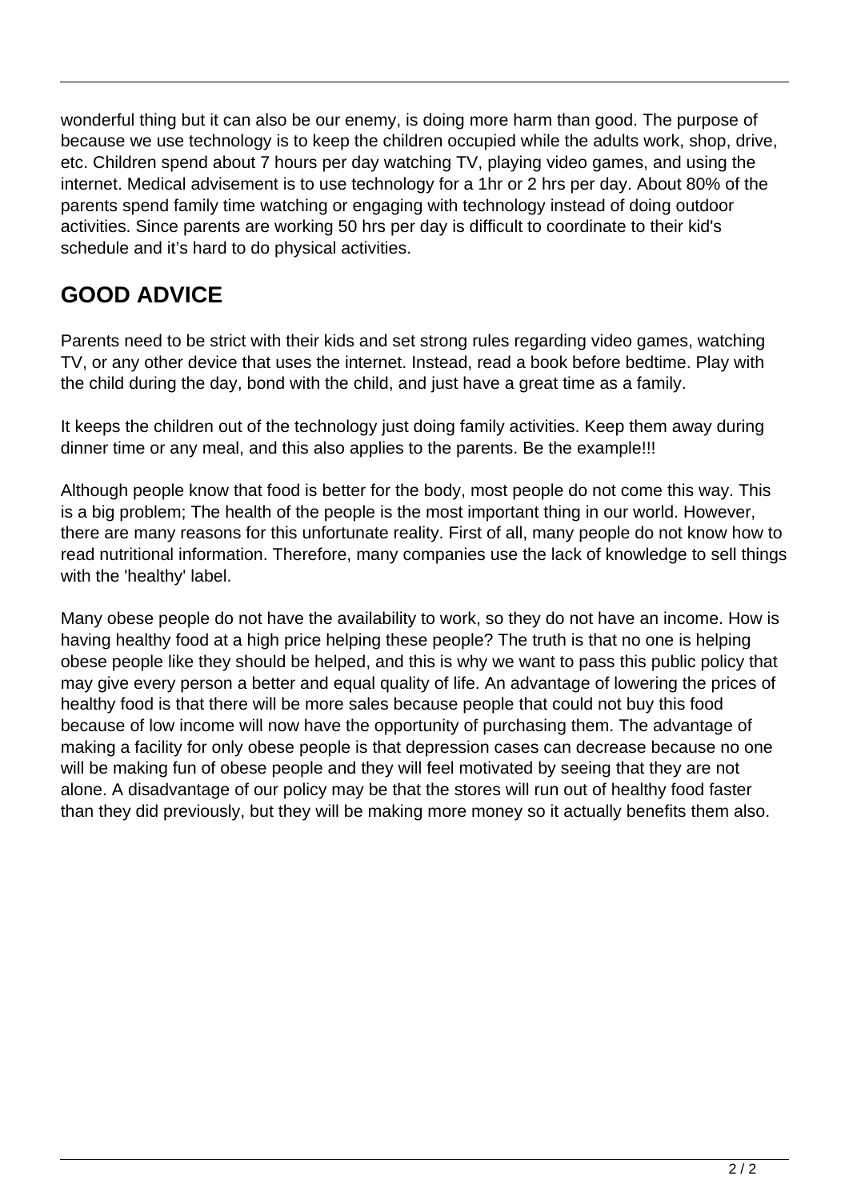wonderful thing but it can also be our enemy, is doing more harm than good. The purpose of because we use technology is to keep the children occupied while the adults work, shop, drive, etc. Children spend about 7 hours per day watching TV, playing video games, and using the internet. Medical advisement is to use technology for a 1hr or 2 hrs per day. About 80% of the parents spend family time watching or engaging with technology instead of doing outdoor activities. Since parents are working 50 hrs per day is difficult to coordinate to their kid's schedule and it's hard to do physical activities.

## GOOD ADVICE

Parents need to be strict with their kids and set strong rules regarding video games, watching TV, or any other device that uses the internet. Instead, read a book before bedtime. Play with the child during the day, bond with the child, and just have a great time as a family.

It keeps the children out of the technology just doing family activities. Keep them away during dinner time or any meal, and this also applies to the parents. Be the example!!!

Although people know that food is better for the body, most people do not come this way. This is a big problem; The health of the people is the most important thing in our world. However, there are many reasons for this unfortunate reality. First of all, many people do not know how to read nutritional information. Therefore, many companies use the lack of knowledge to sell things with the 'healthy' label.

Many obese people do not have the availability to work, so they do not have an income. How is having healthy food at a high price helping these people? The truth is that no one is helping obese people like they should be helped, and this is why we want to pass this public policy that may give every person a better and equal quality of life. An advantage of lowering the prices of healthy food is that there will be more sales because people that could not buy this food because of low income will now have the opportunity of purchasing them. The advantage of making a facility for only obese people is that depression cases can decrease because no one will be making fun of obese people and they will feel motivated by seeing that they are not alone. A disadvantage of our policy may be that the stores will run out of healthy food faster than they did previously, but they will be making more money so it actually benefits them also.